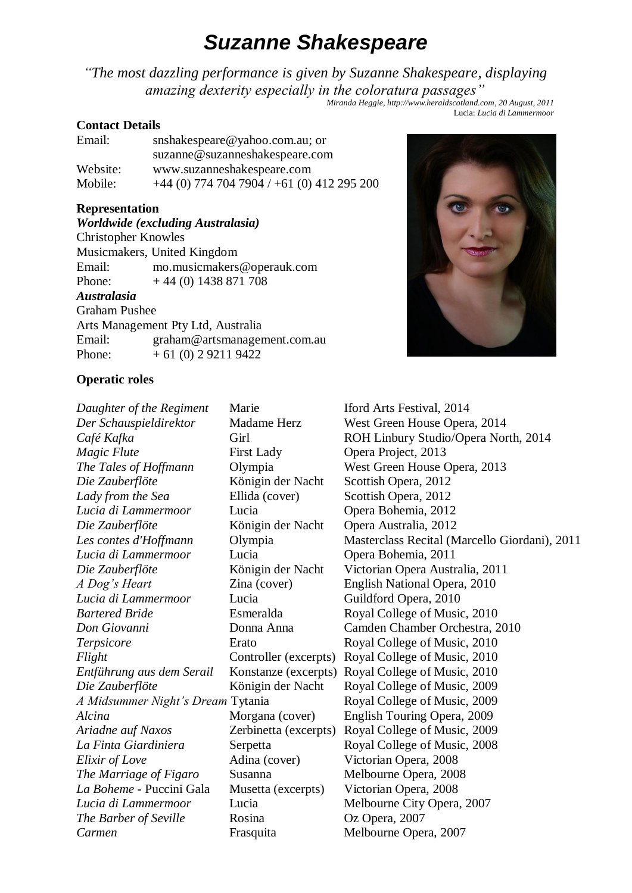# Suzanne Shakespeare

*"The most dazzling performance is given by Suzanne Shakespeare, displaying amazing dexterity especially in the coloratura passages"*

*Miranda Heggie, http://www.heraldscotland.com, 20 August, 2011*
Lucia: *Lucia di Lammermoor*

**Contact Details**

| | |
|---|---|
| Email: | snshakespeare@yahoo.com.au; or suzanne@suzanneshakespeare.com |
| Website: | www.suzanneshakespeare.com |
| Mobile: | +44 (0) 774 704 7904 / +61 (0) 412 295 200 |

**Representation**

***Worldwide (excluding Australasia)***

Christopher Knowles
Musicmakers, United Kingdom

| | |
|---|---|
| Email: | mo.musicmakers@operauk.com |
| Phone: | + 44 (0) 1438 871 708 |

***Australasia***

Graham Pushee
Arts Management Pty Ltd, Australia

| | |
|---|---|
| Email: | graham@artsmanagement.com.au |
| Phone: | + 61 (0) 2 9211 9422 |

**Operatic roles**

| Opera | Role | Company, Year |
|---|---|---|
| *Daughter of the Regiment* | Marie | Iford Arts Festival, 2014 |
| *Der Schauspieldirektor* | Madame Herz | West Green House Opera, 2014 |
| *Café Kafka* | Girl | ROH Linbury Studio/Opera North, 2014 |
| *Magic Flute* | First Lady | Opera Project, 2013 |
| *The Tales of Hoffmann* | Olympia | West Green House Opera, 2013 |
| *Die Zauberflöte* | Königin der Nacht | Scottish Opera, 2012 |
| *Lady from the Sea* | Ellida (cover) | Scottish Opera, 2012 |
| *Lucia di Lammermoor* | Lucia | Opera Bohemia, 2012 |
| *Die Zauberflöte* | Königin der Nacht | Opera Australia, 2012 |
| *Les contes d'Hoffmann* | Olympia | Masterclass Recital (Marcello Giordani), 2011 |
| *Lucia di Lammermoor* | Lucia | Opera Bohemia, 2011 |
| *Die Zauberflöte* | Königin der Nacht | Victorian Opera Australia, 2011 |
| *A Dog's Heart* | Zina (cover) | English National Opera, 2010 |
| *Lucia di Lammermoor* | Lucia | Guildford Opera, 2010 |
| *Bartered Bride* | Esmeralda | Royal College of Music, 2010 |
| *Don Giovanni* | Donna Anna | Camden Chamber Orchestra, 2010 |
| *Terpsicore* | Erato | Royal College of Music, 2010 |
| *Flight* | Controller (excerpts) | Royal College of Music, 2010 |
| *Entführung aus dem Serail* | Konstanze (excerpts) | Royal College of Music, 2010 |
| *Die Zauberflöte* | Königin der Nacht | Royal College of Music, 2009 |
| *A Midsummer Night's Dream* | Tytania | Royal College of Music, 2009 |
| *Alcina* | Morgana (cover) | English Touring Opera, 2009 |
| *Ariadne auf Naxos* | Zerbinetta (excerpts) | Royal College of Music, 2009 |
| *La Finta Giardiniera* | Serpetta | Royal College of Music, 2008 |
| *Elixir of Love* | Adina (cover) | Victorian Opera, 2008 |
| *The Marriage of Figaro* | Susanna | Melbourne Opera, 2008 |
| *La Boheme* - Puccini Gala | Musetta (excerpts) | Victorian Opera, 2008 |
| *Lucia di Lammermoor* | Lucia | Melbourne City Opera, 2007 |
| *The Barber of Seville* | Rosina | Oz Opera, 2007 |
| *Carmen* | Frasquita | Melbourne Opera, 2007 |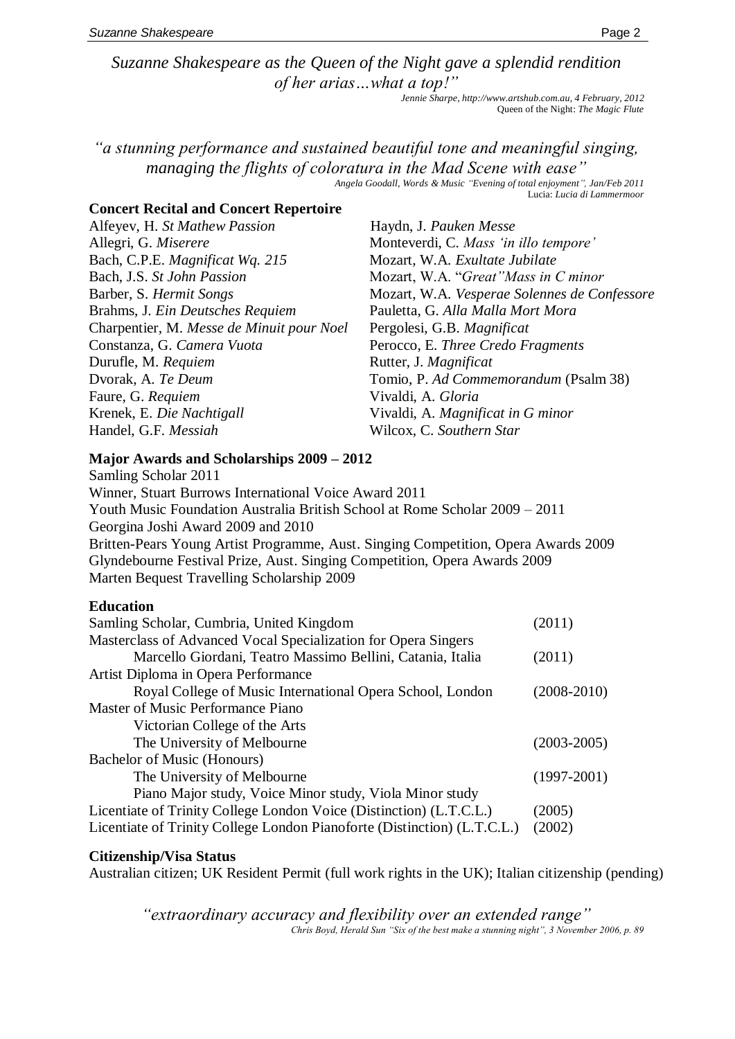*Suzanne Shakespeare as the Queen of the Night gave a splendid rendition of her arias…what a top!"*

*Jennie Sharpe, http://www.artshub.com.au, 4 February, 2012*
Queen of the Night: *The Magic Flute*

*"a stunning performance and sustained beautiful tone and meaningful singing, managing the flights of coloratura in the Mad Scene with ease"*

*Angela Goodall, Words & Music "Evening of total enjoyment", Jan/Feb 2011*
Lucia: *Lucia di Lammermoor*

**Concert Recital and Concert Repertoire**

Alfeyev, H. *St Mathew Passion*
Allegri, G. *Miserere*
Bach, C.P.E. *Magnificat Wq. 215*
Bach, J.S. *St John Passion*
Barber, S. *Hermit Songs*
Brahms, J. *Ein Deutsches Requiem*
Charpentier, M. *Messe de Minuit pour Noel*
Constanza, G. *Camera Vuota*
Durufle, M. *Requiem*
Dvorak, A. *Te Deum*
Faure, G. *Requiem*
Krenek, E. *Die Nachtigall*
Handel, G.F. *Messiah*
Haydn, J. *Pauken Messe*
Monteverdi, C. *Mass 'in illo tempore'*
Mozart, W.A. *Exultate Jubilate*
Mozart, W.A. "*Great"Mass in C minor*
Mozart, W.A. *Vesperae Solennes de Confessore*
Pauletta, G. *Alla Malla Mort Mora*
Pergolesi, G.B. *Magnificat*
Perocco, E. *Three Credo Fragments*
Rutter, J. *Magnificat*
Tomio, P. *Ad Commemorandum* (Psalm 38)
Vivaldi, A. *Gloria*
Vivaldi, A. *Magnificat in G minor*
Wilcox, C. *Southern Star*

**Major Awards and Scholarships 2009 – 2012**

Samling Scholar 2011
Winner, Stuart Burrows International Voice Award 2011
Youth Music Foundation Australia British School at Rome Scholar 2009 – 2011
Georgina Joshi Award 2009 and 2010
Britten-Pears Young Artist Programme, Aust. Singing Competition, Opera Awards 2009
Glyndebourne Festival Prize, Aust. Singing Competition, Opera Awards 2009
Marten Bequest Travelling Scholarship 2009

**Education**

| | |
|---|---|
| Samling Scholar, Cumbria, United Kingdom | (2011) |
| Masterclass of Advanced Vocal Specialization for Opera Singers<br>Marcello Giordani, Teatro Massimo Bellini, Catania, Italia | (2011) |
| Artist Diploma in Opera Performance<br>Royal College of Music International Opera School, London | (2008-2010) |
| Master of Music Performance Piano<br>Victorian College of the Arts<br>The University of Melbourne | (2003-2005) |
| Bachelor of Music (Honours)<br>The University of Melbourne<br>Piano Major study, Voice Minor study, Viola Minor study | (1997-2001) |
| Licentiate of Trinity College London Voice (Distinction) (L.T.C.L.) | (2005) |
| Licentiate of Trinity College London Pianoforte (Distinction) (L.T.C.L.) | (2002) |

**Citizenship/Visa Status**

Australian citizen; UK Resident Permit (full work rights in the UK); Italian citizenship (pending)

*"extraordinary accuracy and flexibility over an extended range"*

*Chris Boyd, Herald Sun "Six of the best make a stunning night", 3 November 2006, p. 89*